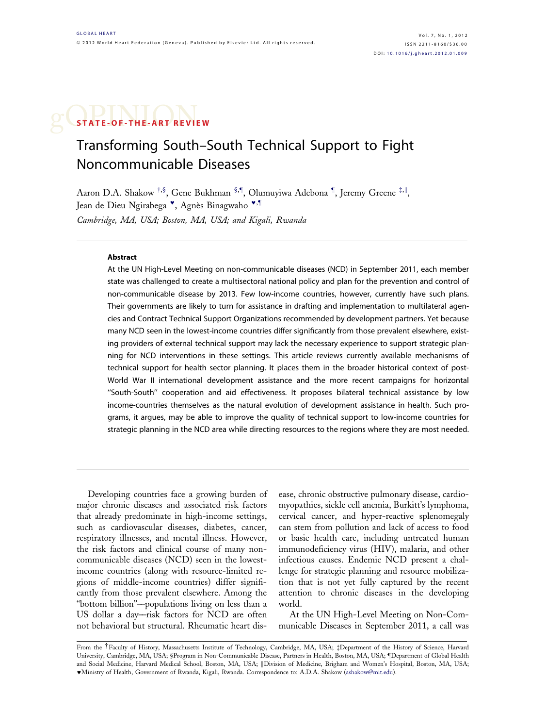STATE-OF-THE-ART REVIEW

# Transforming South–South Technical Support to Fight Noncommunicable Diseases

Aaron D.A. Shakow [†,§], Gene Bukhman [§,¶], Olumuyiwa Adebona [¶], Jeremy Greene [‡,‖], Jean de Dieu Ngirabega [♥], Agnès Binagwaho [♥,¶]

*Cambridge, MA, USA; Boston, MA, USA; and Kigali, Rwanda*

## Abstract

At the UN High-Level Meeting on non-communicable diseases (NCD) in September 2011, each member state was challenged to create a multisectoral national policy and plan for the prevention and control of non-communicable disease by 2013. Few low-income countries, however, currently have such plans. Their governments are likely to turn for assistance in drafting and implementation to multilateral agencies and Contract Technical Support Organizations recommended by development partners. Yet because many NCD seen in the lowest-income countries differ significantly from those prevalent elsewhere, existing providers of external technical support may lack the necessary experience to support strategic planning for NCD interventions in these settings. This article reviews currently available mechanisms of technical support for health sector planning. It places them in the broader historical context of post-World War II international development assistance and the more recent campaigns for horizontal "South-South" cooperation and aid effectiveness. It proposes bilateral technical assistance by low income-countries themselves as the natural evolution of development assistance in health. Such programs, it argues, may be able to improve the quality of technical support to low-income countries for strategic planning in the NCD area while directing resources to the regions where they are most needed.

Developing countries face a growing burden of major chronic diseases and associated risk factors that already predominate in high-income settings, such as cardiovascular diseases, diabetes, cancer, respiratory illnesses, and mental illness. However, the risk factors and clinical course of many non-communicable diseases (NCD) seen in the lowest-income countries (along with resource-limited regions of middle-income countries) differ significantly from those prevalent elsewhere. Among the "bottom billion"—populations living on less than a US dollar a day—risk factors for NCD are often not behavioral but structural. Rheumatic heart disease, chronic obstructive pulmonary disease, cardiomyopathies, sickle cell anemia, Burkitt's lymphoma, cervical cancer, and hyper-reactive splenomegaly can stem from pollution and lack of access to food or basic health care, including untreated human immunodeficiency virus (HIV), malaria, and other infectious causes. Endemic NCD present a challenge for strategic planning and resource mobilization that is not yet fully captured by the recent attention to chronic diseases in the developing world.

At the UN High-Level Meeting on Non-Communicable Diseases in September 2011, a call was

From the [†]Faculty of History, Massachusetts Institute of Technology, Cambridge, MA, USA; ‡Department of the History of Science, Harvard University, Cambridge, MA, USA; §Program in Non-Communicable Disease, Partners in Health, Boston, MA, USA; ¶Department of Global Health and Social Medicine, Harvard Medical School, Boston, MA, USA; ‖Division of Medicine, Brigham and Women's Hospital, Boston, MA, USA; ♥Ministry of Health, Government of Rwanda, Kigali, Rwanda. Correspondence to: A.D.A. Shakow (ashakow@mit.edu).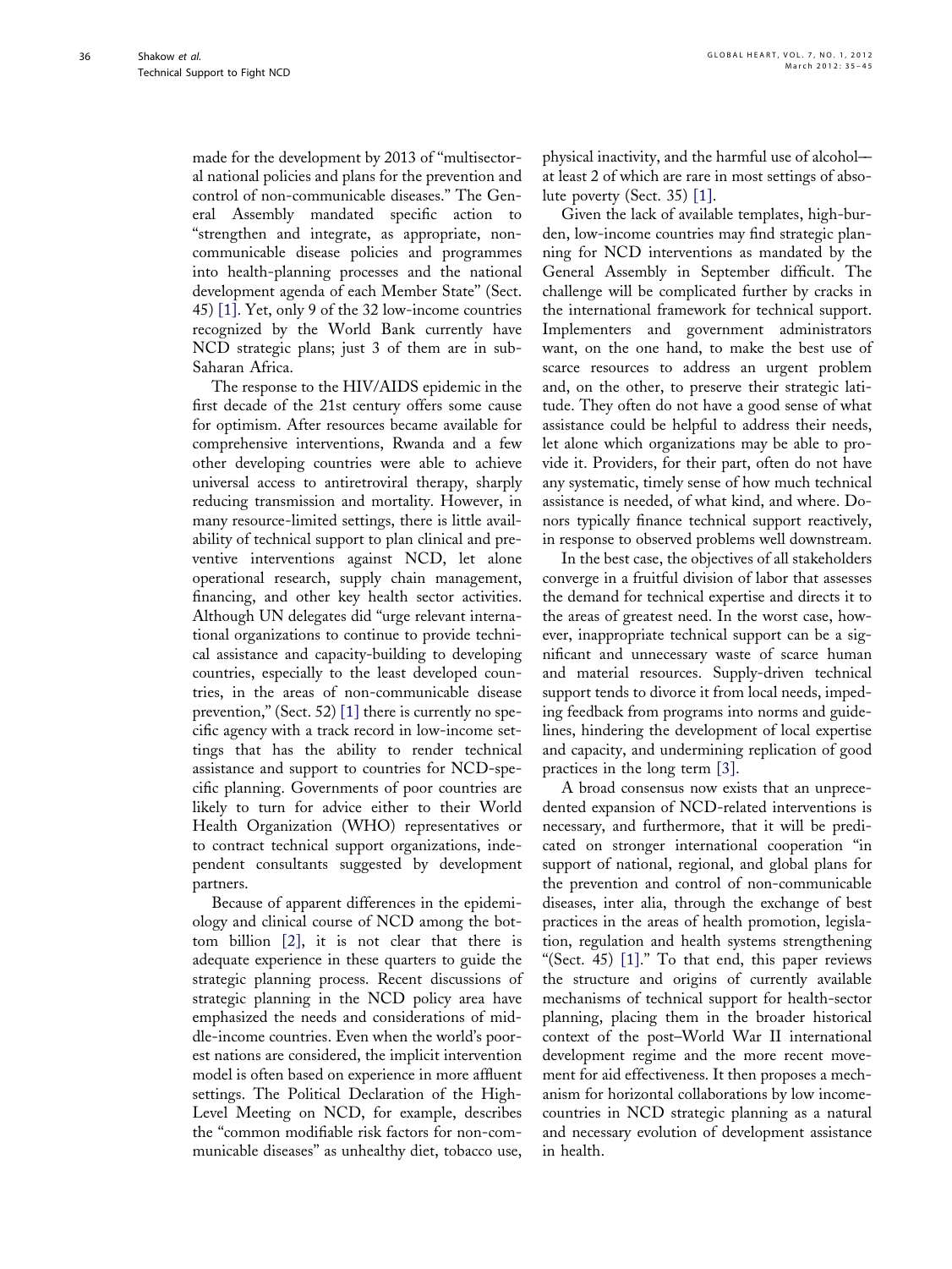made for the development by 2013 of "multisectoral national policies and plans for the prevention and control of non-communicable diseases." The General Assembly mandated specific action to "strengthen and integrate, as appropriate, non-communicable disease policies and programmes into health-planning processes and the national development agenda of each Member State" (Sect. 45) [1]. Yet, only 9 of the 32 low-income countries recognized by the World Bank currently have NCD strategic plans; just 3 of them are in sub-Saharan Africa.

The response to the HIV/AIDS epidemic in the first decade of the 21st century offers some cause for optimism. After resources became available for comprehensive interventions, Rwanda and a few other developing countries were able to achieve universal access to antiretroviral therapy, sharply reducing transmission and mortality. However, in many resource-limited settings, there is little availability of technical support to plan clinical and preventive interventions against NCD, let alone operational research, supply chain management, financing, and other key health sector activities. Although UN delegates did "urge relevant international organizations to continue to provide technical assistance and capacity-building to developing countries, especially to the least developed countries, in the areas of non-communicable disease prevention," (Sect. 52) [1] there is currently no specific agency with a track record in low-income settings that has the ability to render technical assistance and support to countries for NCD-specific planning. Governments of poor countries are likely to turn for advice either to their World Health Organization (WHO) representatives or to contract technical support organizations, independent consultants suggested by development partners.

Because of apparent differences in the epidemiology and clinical course of NCD among the bottom billion [2], it is not clear that there is adequate experience in these quarters to guide the strategic planning process. Recent discussions of strategic planning in the NCD policy area have emphasized the needs and considerations of middle-income countries. Even when the world's poorest nations are considered, the implicit intervention model is often based on experience in more affluent settings. The Political Declaration of the High-Level Meeting on NCD, for example, describes the "common modifiable risk factors for non-communicable diseases" as unhealthy diet, tobacco use, physical inactivity, and the harmful use of alcohol—at least 2 of which are rare in most settings of absolute poverty (Sect. 35) [1].

Given the lack of available templates, high-burden, low-income countries may find strategic planning for NCD interventions as mandated by the General Assembly in September difficult. The challenge will be complicated further by cracks in the international framework for technical support. Implementers and government administrators want, on the one hand, to make the best use of scarce resources to address an urgent problem and, on the other, to preserve their strategic latitude. They often do not have a good sense of what assistance could be helpful to address their needs, let alone which organizations may be able to provide it. Providers, for their part, often do not have any systematic, timely sense of how much technical assistance is needed, of what kind, and where. Donors typically finance technical support reactively, in response to observed problems well downstream.

In the best case, the objectives of all stakeholders converge in a fruitful division of labor that assesses the demand for technical expertise and directs it to the areas of greatest need. In the worst case, however, inappropriate technical support can be a significant and unnecessary waste of scarce human and material resources. Supply-driven technical support tends to divorce it from local needs, impeding feedback from programs into norms and guidelines, hindering the development of local expertise and capacity, and undermining replication of good practices in the long term [3].

A broad consensus now exists that an unprecedented expansion of NCD-related interventions is necessary, and furthermore, that it will be predicated on stronger international cooperation "in support of national, regional, and global plans for the prevention and control of non-communicable diseases, inter alia, through the exchange of best practices in the areas of health promotion, legislation, regulation and health systems strengthening "(Sect. 45) [1]." To that end, this paper reviews the structure and origins of currently available mechanisms of technical support for health-sector planning, placing them in the broader historical context of the post–World War II international development regime and the more recent movement for aid effectiveness. It then proposes a mechanism for horizontal collaborations by low income-countries in NCD strategic planning as a natural and necessary evolution of development assistance in health.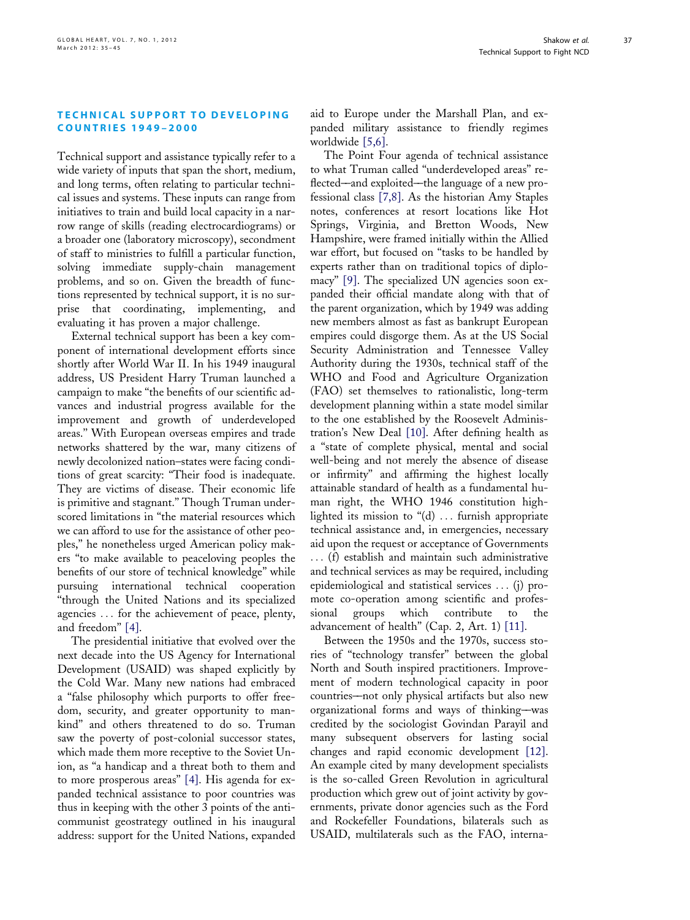## TECHNICAL SUPPORT TO DEVELOPING COUNTRIES 1949–2000

Technical support and assistance typically refer to a wide variety of inputs that span the short, medium, and long terms, often relating to particular technical issues and systems. These inputs can range from initiatives to train and build local capacity in a narrow range of skills (reading electrocardiograms) or a broader one (laboratory microscopy), secondment of staff to ministries to fulfill a particular function, solving immediate supply-chain management problems, and so on. Given the breadth of functions represented by technical support, it is no surprise that coordinating, implementing, and evaluating it has proven a major challenge.

External technical support has been a key component of international development efforts since shortly after World War II. In his 1949 inaugural address, US President Harry Truman launched a campaign to make "the benefits of our scientific advances and industrial progress available for the improvement and growth of underdeveloped areas." With European overseas empires and trade networks shattered by the war, many citizens of newly decolonized nation–states were facing conditions of great scarcity: "Their food is inadequate. They are victims of disease. Their economic life is primitive and stagnant." Though Truman underscored limitations in "the material resources which we can afford to use for the assistance of other peoples," he nonetheless urged American policy makers "to make available to peaceloving peoples the benefits of our store of technical knowledge" while pursuing international technical cooperation "through the United Nations and its specialized agencies ... for the achievement of peace, plenty, and freedom" [4].

The presidential initiative that evolved over the next decade into the US Agency for International Development (USAID) was shaped explicitly by the Cold War. Many new nations had embraced a "false philosophy which purports to offer freedom, security, and greater opportunity to mankind" and others threatened to do so. Truman saw the poverty of post-colonial successor states, which made them more receptive to the Soviet Union, as "a handicap and a threat both to them and to more prosperous areas" [4]. His agenda for expanded technical assistance to poor countries was thus in keeping with the other 3 points of the anti-communist geostrategy outlined in his inaugural address: support for the United Nations, expanded aid to Europe under the Marshall Plan, and expanded military assistance to friendly regimes worldwide [5,6].

The Point Four agenda of technical assistance to what Truman called "underdeveloped areas" reflected—and exploited—the language of a new professional class [7,8]. As the historian Amy Staples notes, conferences at resort locations like Hot Springs, Virginia, and Bretton Woods, New Hampshire, were framed initially within the Allied war effort, but focused on "tasks to be handled by experts rather than on traditional topics of diplomacy" [9]. The specialized UN agencies soon expanded their official mandate along with that of the parent organization, which by 1949 was adding new members almost as fast as bankrupt European empires could disgorge them. As at the US Social Security Administration and Tennessee Valley Authority during the 1930s, technical staff of the WHO and Food and Agriculture Organization (FAO) set themselves to rationalistic, long-term development planning within a state model similar to the one established by the Roosevelt Administration's New Deal [10]. After defining health as a "state of complete physical, mental and social well-being and not merely the absence of disease or infirmity" and affirming the highest locally attainable standard of health as a fundamental human right, the WHO 1946 constitution highlighted its mission to "(d) ... furnish appropriate technical assistance and, in emergencies, necessary aid upon the request or acceptance of Governments ... (f) establish and maintain such administrative and technical services as may be required, including epidemiological and statistical services ... (j) promote co-operation among scientific and professional groups which contribute to the advancement of health" (Cap. 2, Art. 1) [11].

Between the 1950s and the 1970s, success stories of "technology transfer" between the global North and South inspired practitioners. Improvement of modern technological capacity in poor countries—not only physical artifacts but also new organizational forms and ways of thinking—was credited by the sociologist Govindan Parayil and many subsequent observers for lasting social changes and rapid economic development [12]. An example cited by many development specialists is the so-called Green Revolution in agricultural production which grew out of joint activity by governments, private donor agencies such as the Ford and Rockefeller Foundations, bilaterals such as USAID, multilaterals such as the FAO, interna-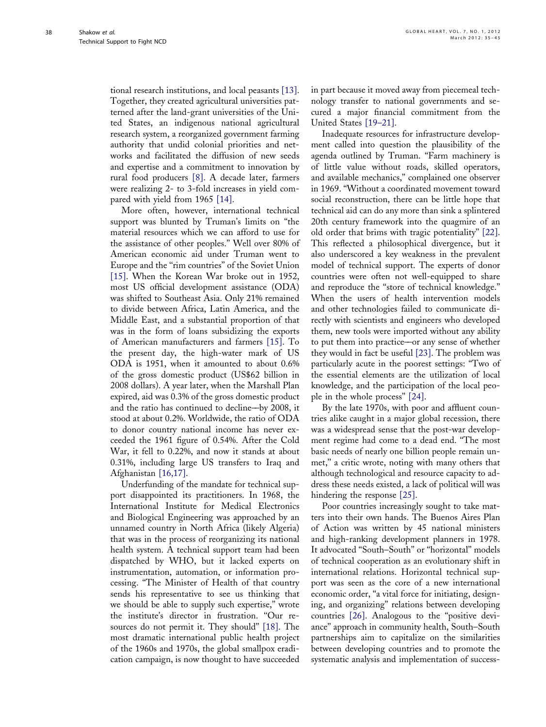tional research institutions, and local peasants [13]. Together, they created agricultural universities patterned after the land-grant universities of the United States, an indigenous national agricultural research system, a reorganized government farming authority that undid colonial priorities and networks and facilitated the diffusion of new seeds and expertise and a commitment to innovation by rural food producers [8]. A decade later, farmers were realizing 2- to 3-fold increases in yield compared with yield from 1965 [14].

More often, however, international technical support was blunted by Truman's limits on "the material resources which we can afford to use for the assistance of other peoples." Well over 80% of American economic aid under Truman went to Europe and the "rim countries" of the Soviet Union [15]. When the Korean War broke out in 1952, most US official development assistance (ODA) was shifted to Southeast Asia. Only 21% remained to divide between Africa, Latin America, and the Middle East, and a substantial proportion of that was in the form of loans subsidizing the exports of American manufacturers and farmers [15]. To the present day, the high-water mark of US ODA is 1951, when it amounted to about 0.6% of the gross domestic product (US$62 billion in 2008 dollars). A year later, when the Marshall Plan expired, aid was 0.3% of the gross domestic product and the ratio has continued to decline—by 2008, it stood at about 0.2%. Worldwide, the ratio of ODA to donor country national income has never exceeded the 1961 figure of 0.54%. After the Cold War, it fell to 0.22%, and now it stands at about 0.31%, including large US transfers to Iraq and Afghanistan [16,17].

Underfunding of the mandate for technical support disappointed its practitioners. In 1968, the International Institute for Medical Electronics and Biological Engineering was approached by an unnamed country in North Africa (likely Algeria) that was in the process of reorganizing its national health system. A technical support team had been dispatched by WHO, but it lacked experts on instrumentation, automation, or information processing. "The Minister of Health of that country sends his representative to see us thinking that we should be able to supply such expertise," wrote the institute's director in frustration. "Our resources do not permit it. They should" [18]. The most dramatic international public health project of the 1960s and 1970s, the global smallpox eradication campaign, is now thought to have succeeded in part because it moved away from piecemeal technology transfer to national governments and secured a major financial commitment from the United States [19–21].

Inadequate resources for infrastructure development called into question the plausibility of the agenda outlined by Truman. "Farm machinery is of little value without roads, skilled operators, and available mechanics," complained one observer in 1969. "Without a coordinated movement toward social reconstruction, there can be little hope that technical aid can do any more than sink a splintered 20th century framework into the quagmire of an old order that brims with tragic potentiality" [22]. This reflected a philosophical divergence, but it also underscored a key weakness in the prevalent model of technical support. The experts of donor countries were often not well-equipped to share and reproduce the "store of technical knowledge." When the users of health intervention models and other technologies failed to communicate directly with scientists and engineers who developed them, new tools were imported without any ability to put them into practice—or any sense of whether they would in fact be useful [23]. The problem was particularly acute in the poorest settings: "Two of the essential elements are the utilization of local knowledge, and the participation of the local people in the whole process" [24].

By the late 1970s, with poor and affluent countries alike caught in a major global recession, there was a widespread sense that the post-war development regime had come to a dead end. "The most basic needs of nearly one billion people remain unmet," a critic wrote, noting with many others that although technological and resource capacity to address these needs existed, a lack of political will was hindering the response [25].

Poor countries increasingly sought to take matters into their own hands. The Buenos Aires Plan of Action was written by 45 national ministers and high-ranking development planners in 1978. It advocated "South–South" or "horizontal" models of technical cooperation as an evolutionary shift in international relations. Horizontal technical support was seen as the core of a new international economic order, "a vital force for initiating, designing, and organizing" relations between developing countries [26]. Analogous to the "positive deviance" approach in community health, South–South partnerships aim to capitalize on the similarities between developing countries and to promote the systematic analysis and implementation of success-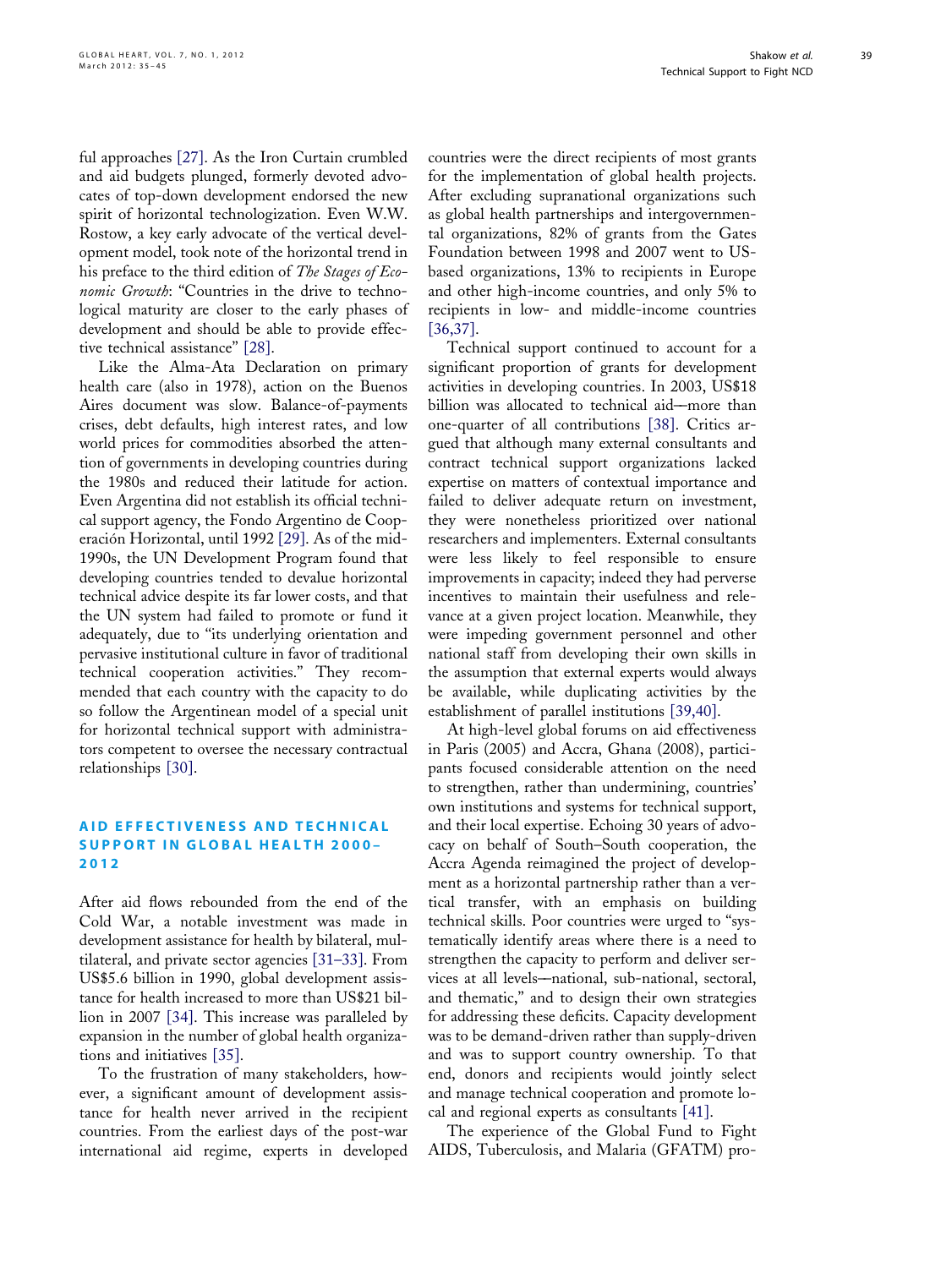ful approaches [27]. As the Iron Curtain crumbled and aid budgets plunged, formerly devoted advocates of top-down development endorsed the new spirit of horizontal technologization. Even W.W. Rostow, a key early advocate of the vertical development model, took note of the horizontal trend in his preface to the third edition of *The Stages of Economic Growth*: "Countries in the drive to technological maturity are closer to the early phases of development and should be able to provide effective technical assistance" [28].

Like the Alma-Ata Declaration on primary health care (also in 1978), action on the Buenos Aires document was slow. Balance-of-payments crises, debt defaults, high interest rates, and low world prices for commodities absorbed the attention of governments in developing countries during the 1980s and reduced their latitude for action. Even Argentina did not establish its official technical support agency, the Fondo Argentino de Cooperación Horizontal, until 1992 [29]. As of the mid-1990s, the UN Development Program found that developing countries tended to devalue horizontal technical advice despite its far lower costs, and that the UN system had failed to promote or fund it adequately, due to "its underlying orientation and pervasive institutional culture in favor of traditional technical cooperation activities." They recommended that each country with the capacity to do so follow the Argentinean model of a special unit for horizontal technical support with administrators competent to oversee the necessary contractual relationships [30].

## AID EFFECTIVENESS AND TECHNICAL SUPPORT IN GLOBAL HEALTH 2000–2012

After aid flows rebounded from the end of the Cold War, a notable investment was made in development assistance for health by bilateral, multilateral, and private sector agencies [31–33]. From US$5.6 billion in 1990, global development assistance for health increased to more than US$21 billion in 2007 [34]. This increase was paralleled by expansion in the number of global health organizations and initiatives [35].

To the frustration of many stakeholders, however, a significant amount of development assistance for health never arrived in the recipient countries. From the earliest days of the post-war international aid regime, experts in developed countries were the direct recipients of most grants for the implementation of global health projects. After excluding supranational organizations such as global health partnerships and intergovernmental organizations, 82% of grants from the Gates Foundation between 1998 and 2007 went to US-based organizations, 13% to recipients in Europe and other high-income countries, and only 5% to recipients in low- and middle-income countries [36,37].

Technical support continued to account for a significant proportion of grants for development activities in developing countries. In 2003, US$18 billion was allocated to technical aid—more than one-quarter of all contributions [38]. Critics argued that although many external consultants and contract technical support organizations lacked expertise on matters of contextual importance and failed to deliver adequate return on investment, they were nonetheless prioritized over national researchers and implementers. External consultants were less likely to feel responsible to ensure improvements in capacity; indeed they had perverse incentives to maintain their usefulness and relevance at a given project location. Meanwhile, they were impeding government personnel and other national staff from developing their own skills in the assumption that external experts would always be available, while duplicating activities by the establishment of parallel institutions [39,40].

At high-level global forums on aid effectiveness in Paris (2005) and Accra, Ghana (2008), participants focused considerable attention on the need to strengthen, rather than undermining, countries' own institutions and systems for technical support, and their local expertise. Echoing 30 years of advocacy on behalf of South–South cooperation, the Accra Agenda reimagined the project of development as a horizontal partnership rather than a vertical transfer, with an emphasis on building technical skills. Poor countries were urged to "systematically identify areas where there is a need to strengthen the capacity to perform and deliver services at all levels—national, sub-national, sectoral, and thematic," and to design their own strategies for addressing these deficits. Capacity development was to be demand-driven rather than supply-driven and was to support country ownership. To that end, donors and recipients would jointly select and manage technical cooperation and promote local and regional experts as consultants [41].

The experience of the Global Fund to Fight AIDS, Tuberculosis, and Malaria (GFATM) pro-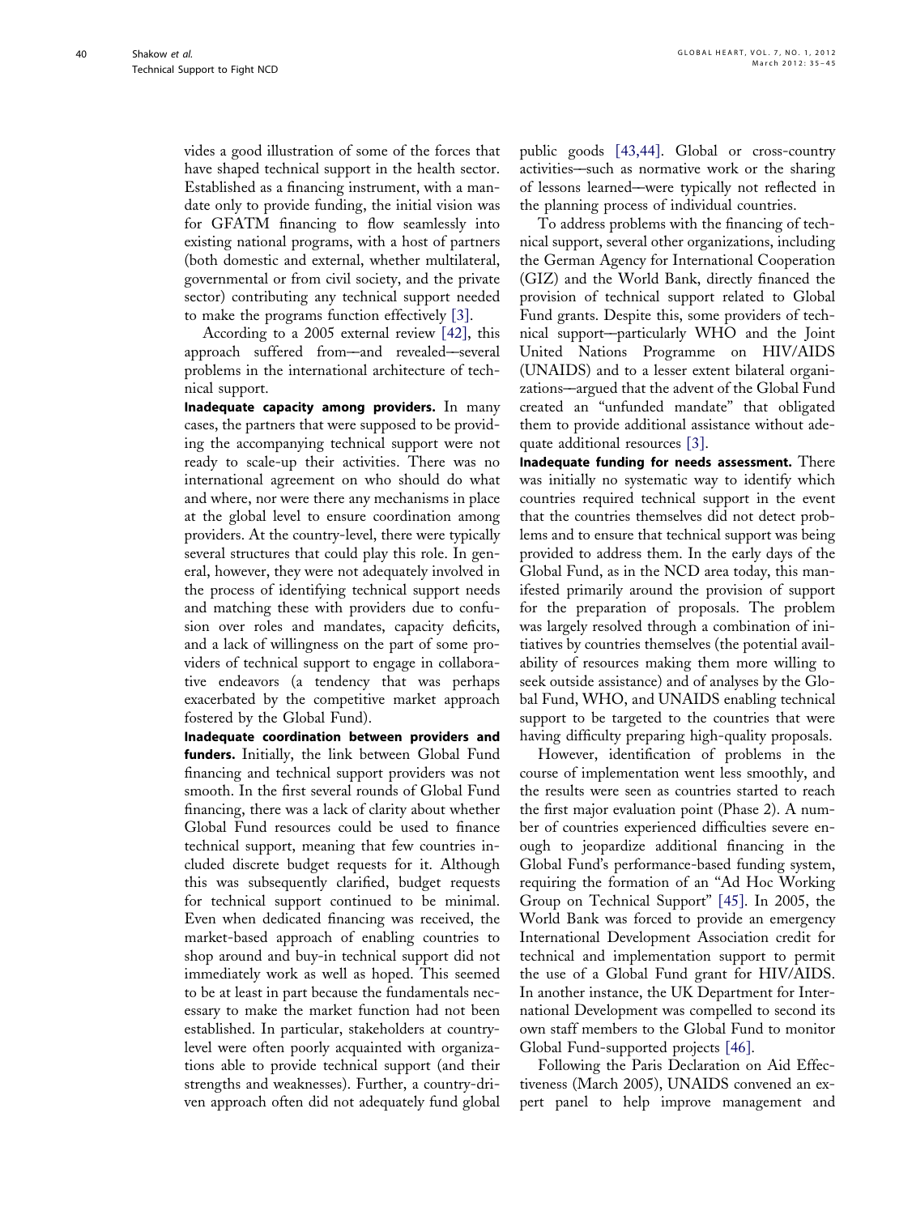vides a good illustration of some of the forces that have shaped technical support in the health sector. Established as a financing instrument, with a mandate only to provide funding, the initial vision was for GFATM financing to flow seamlessly into existing national programs, with a host of partners (both domestic and external, whether multilateral, governmental or from civil society, and the private sector) contributing any technical support needed to make the programs function effectively [3].

According to a 2005 external review [42], this approach suffered from—and revealed—several problems in the international architecture of technical support.

**Inadequate capacity among providers.** In many cases, the partners that were supposed to be providing the accompanying technical support were not ready to scale-up their activities. There was no international agreement on who should do what and where, nor were there any mechanisms in place at the global level to ensure coordination among providers. At the country-level, there were typically several structures that could play this role. In general, however, they were not adequately involved in the process of identifying technical support needs and matching these with providers due to confusion over roles and mandates, capacity deficits, and a lack of willingness on the part of some providers of technical support to engage in collaborative endeavors (a tendency that was perhaps exacerbated by the competitive market approach fostered by the Global Fund).

**Inadequate coordination between providers and funders.** Initially, the link between Global Fund financing and technical support providers was not smooth. In the first several rounds of Global Fund financing, there was a lack of clarity about whether Global Fund resources could be used to finance technical support, meaning that few countries included discrete budget requests for it. Although this was subsequently clarified, budget requests for technical support continued to be minimal. Even when dedicated financing was received, the market-based approach of enabling countries to shop around and buy-in technical support did not immediately work as well as hoped. This seemed to be at least in part because the fundamentals necessary to make the market function had not been established. In particular, stakeholders at country-level were often poorly acquainted with organizations able to provide technical support (and their strengths and weaknesses). Further, a country-driven approach often did not adequately fund global public goods [43,44]. Global or cross-country activities—such as normative work or the sharing of lessons learned—were typically not reflected in the planning process of individual countries.

To address problems with the financing of technical support, several other organizations, including the German Agency for International Cooperation (GIZ) and the World Bank, directly financed the provision of technical support related to Global Fund grants. Despite this, some providers of technical support—particularly WHO and the Joint United Nations Programme on HIV/AIDS (UNAIDS) and to a lesser extent bilateral organizations—argued that the advent of the Global Fund created an "unfunded mandate" that obligated them to provide additional assistance without adequate additional resources [3].

**Inadequate funding for needs assessment.** There was initially no systematic way to identify which countries required technical support in the event that the countries themselves did not detect problems and to ensure that technical support was being provided to address them. In the early days of the Global Fund, as in the NCD area today, this manifested primarily around the provision of support for the preparation of proposals. The problem was largely resolved through a combination of initiatives by countries themselves (the potential availability of resources making them more willing to seek outside assistance) and of analyses by the Global Fund, WHO, and UNAIDS enabling technical support to be targeted to the countries that were having difficulty preparing high-quality proposals.

However, identification of problems in the course of implementation went less smoothly, and the results were seen as countries started to reach the first major evaluation point (Phase 2). A number of countries experienced difficulties severe enough to jeopardize additional financing in the Global Fund's performance-based funding system, requiring the formation of an "Ad Hoc Working Group on Technical Support" [45]. In 2005, the World Bank was forced to provide an emergency International Development Association credit for technical and implementation support to permit the use of a Global Fund grant for HIV/AIDS. In another instance, the UK Department for International Development was compelled to second its own staff members to the Global Fund to monitor Global Fund-supported projects [46].

Following the Paris Declaration on Aid Effectiveness (March 2005), UNAIDS convened an expert panel to help improve management and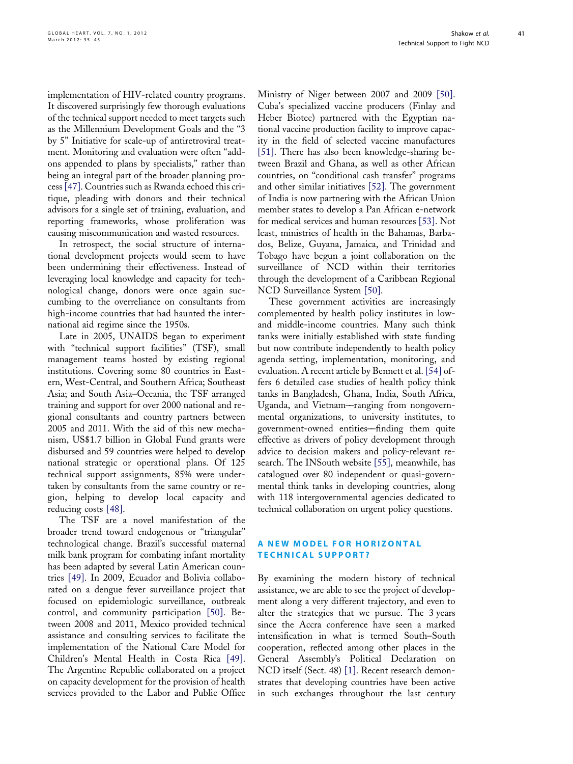implementation of HIV-related country programs. It discovered surprisingly few thorough evaluations of the technical support needed to meet targets such as the Millennium Development Goals and the "3 by 5" Initiative for scale-up of antiretroviral treatment. Monitoring and evaluation were often "add-ons appended to plans by specialists," rather than being an integral part of the broader planning process [47]. Countries such as Rwanda echoed this critique, pleading with donors and their technical advisors for a single set of training, evaluation, and reporting frameworks, whose proliferation was causing miscommunication and wasted resources.

In retrospect, the social structure of international development projects would seem to have been undermining their effectiveness. Instead of leveraging local knowledge and capacity for technological change, donors were once again succumbing to the overreliance on consultants from high-income countries that had haunted the international aid regime since the 1950s.

Late in 2005, UNAIDS began to experiment with "technical support facilities" (TSF), small management teams hosted by existing regional institutions. Covering some 80 countries in Eastern, West-Central, and Southern Africa; Southeast Asia; and South Asia–Oceania, the TSF arranged training and support for over 2000 national and regional consultants and country partners between 2005 and 2011. With the aid of this new mechanism, US$1.7 billion in Global Fund grants were disbursed and 59 countries were helped to develop national strategic or operational plans. Of 125 technical support assignments, 85% were undertaken by consultants from the same country or region, helping to develop local capacity and reducing costs [48].

The TSF are a novel manifestation of the broader trend toward endogenous or "triangular" technological change. Brazil's successful maternal milk bank program for combating infant mortality has been adapted by several Latin American countries [49]. In 2009, Ecuador and Bolivia collaborated on a dengue fever surveillance project that focused on epidemiologic surveillance, outbreak control, and community participation [50]. Between 2008 and 2011, Mexico provided technical assistance and consulting services to facilitate the implementation of the National Care Model for Children's Mental Health in Costa Rica [49]. The Argentine Republic collaborated on a project on capacity development for the provision of health services provided to the Labor and Public Office Ministry of Niger between 2007 and 2009 [50]. Cuba's specialized vaccine producers (Finlay and Heber Biotec) partnered with the Egyptian national vaccine production facility to improve capacity in the field of selected vaccine manufactures [51]. There has also been knowledge-sharing between Brazil and Ghana, as well as other African countries, on "conditional cash transfer" programs and other similar initiatives [52]. The government of India is now partnering with the African Union member states to develop a Pan African e-network for medical services and human resources [53]. Not least, ministries of health in the Bahamas, Barbados, Belize, Guyana, Jamaica, and Trinidad and Tobago have begun a joint collaboration on the surveillance of NCD within their territories through the development of a Caribbean Regional NCD Surveillance System [50].

These government activities are increasingly complemented by health policy institutes in low- and middle-income countries. Many such think tanks were initially established with state funding but now contribute independently to health policy agenda setting, implementation, monitoring, and evaluation. A recent article by Bennett et al. [54] offers 6 detailed case studies of health policy think tanks in Bangladesh, Ghana, India, South Africa, Uganda, and Vietnam—ranging from nongovernmental organizations, to university institutes, to government-owned entities—finding them quite effective as drivers of policy development through advice to decision makers and policy-relevant research. The INSouth website [55], meanwhile, has catalogued over 80 independent or quasi-governmental think tanks in developing countries, along with 118 intergovernmental agencies dedicated to technical collaboration on urgent policy questions.

## A NEW MODEL FOR HORIZONTAL TECHNICAL SUPPORT?

By examining the modern history of technical assistance, we are able to see the project of development along a very different trajectory, and even to alter the strategies that we pursue. The 3 years since the Accra conference have seen a marked intensification in what is termed South–South cooperation, reflected among other places in the General Assembly's Political Declaration on NCD itself (Sect. 48) [1]. Recent research demonstrates that developing countries have been active in such exchanges throughout the last century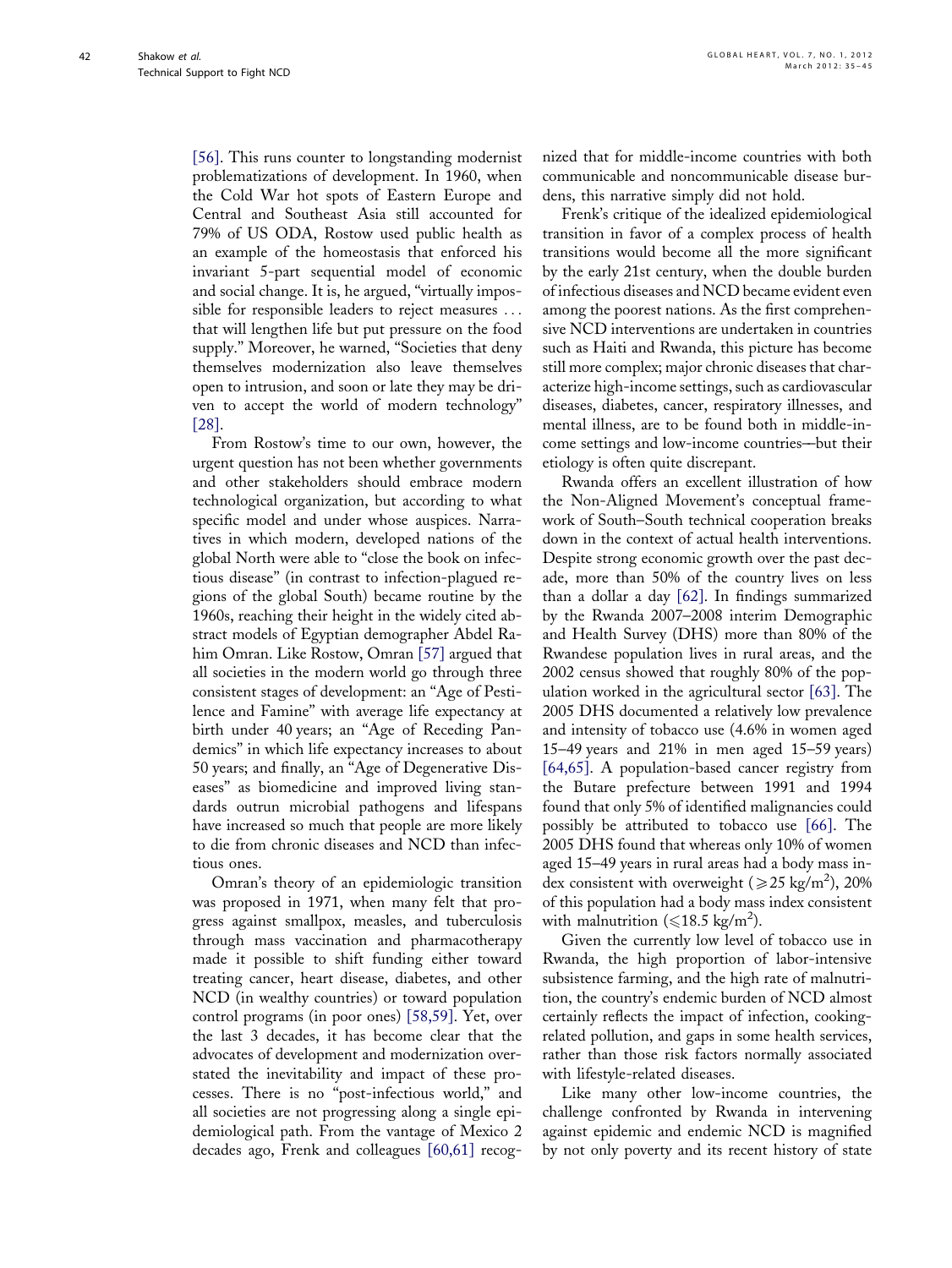[56]. This runs counter to longstanding modernist problematizations of development. In 1960, when the Cold War hot spots of Eastern Europe and Central and Southeast Asia still accounted for 79% of US ODA, Rostow used public health as an example of the homeostasis that enforced his invariant 5-part sequential model of economic and social change. It is, he argued, "virtually impossible for responsible leaders to reject measures ... that will lengthen life but put pressure on the food supply." Moreover, he warned, "Societies that deny themselves modernization also leave themselves open to intrusion, and soon or late they may be driven to accept the world of modern technology" [28].

From Rostow's time to our own, however, the urgent question has not been whether governments and other stakeholders should embrace modern technological organization, but according to what specific model and under whose auspices. Narratives in which modern, developed nations of the global North were able to "close the book on infectious disease" (in contrast to infection-plagued regions of the global South) became routine by the 1960s, reaching their height in the widely cited abstract models of Egyptian demographer Abdel Rahim Omran. Like Rostow, Omran [57] argued that all societies in the modern world go through three consistent stages of development: an "Age of Pestilence and Famine" with average life expectancy at birth under 40 years; an "Age of Receding Pandemics" in which life expectancy increases to about 50 years; and finally, an "Age of Degenerative Diseases" as biomedicine and improved living standards outrun microbial pathogens and lifespans have increased so much that people are more likely to die from chronic diseases and NCD than infectious ones.

Omran's theory of an epidemiologic transition was proposed in 1971, when many felt that progress against smallpox, measles, and tuberculosis through mass vaccination and pharmacotherapy made it possible to shift funding either toward treating cancer, heart disease, diabetes, and other NCD (in wealthy countries) or toward population control programs (in poor ones) [58,59]. Yet, over the last 3 decades, it has become clear that the advocates of development and modernization overstated the inevitability and impact of these processes. There is no "post-infectious world," and all societies are not progressing along a single epidemiological path. From the vantage of Mexico 2 decades ago, Frenk and colleagues [60,61] recognized that for middle-income countries with both communicable and noncommunicable disease burdens, this narrative simply did not hold.

Frenk's critique of the idealized epidemiological transition in favor of a complex process of health transitions would become all the more significant by the early 21st century, when the double burden of infectious diseases and NCD became evident even among the poorest nations. As the first comprehensive NCD interventions are undertaken in countries such as Haiti and Rwanda, this picture has become still more complex; major chronic diseases that characterize high-income settings, such as cardiovascular diseases, diabetes, cancer, respiratory illnesses, and mental illness, are to be found both in middle-income settings and low-income countries—but their etiology is often quite discrepant.

Rwanda offers an excellent illustration of how the Non-Aligned Movement's conceptual framework of South–South technical cooperation breaks down in the context of actual health interventions. Despite strong economic growth over the past decade, more than 50% of the country lives on less than a dollar a day [62]. In findings summarized by the Rwanda 2007–2008 interim Demographic and Health Survey (DHS) more than 80% of the Rwandese population lives in rural areas, and the 2002 census showed that roughly 80% of the population worked in the agricultural sector [63]. The 2005 DHS documented a relatively low prevalence and intensity of tobacco use (4.6% in women aged 15–49 years and 21% in men aged 15–59 years) [64,65]. A population-based cancer registry from the Butare prefecture between 1991 and 1994 found that only 5% of identified malignancies could possibly be attributed to tobacco use [66]. The 2005 DHS found that whereas only 10% of women aged 15–49 years in rural areas had a body mass index consistent with overweight ($\geqslant 25$ kg/m$^2$), 20% of this population had a body mass index consistent with malnutrition ($\leqslant 18.5$ kg/m$^2$).

Given the currently low level of tobacco use in Rwanda, the high proportion of labor-intensive subsistence farming, and the high rate of malnutrition, the country's endemic burden of NCD almost certainly reflects the impact of infection, cooking-related pollution, and gaps in some health services, rather than those risk factors normally associated with lifestyle-related diseases.

Like many other low-income countries, the challenge confronted by Rwanda in intervening against epidemic and endemic NCD is magnified by not only poverty and its recent history of state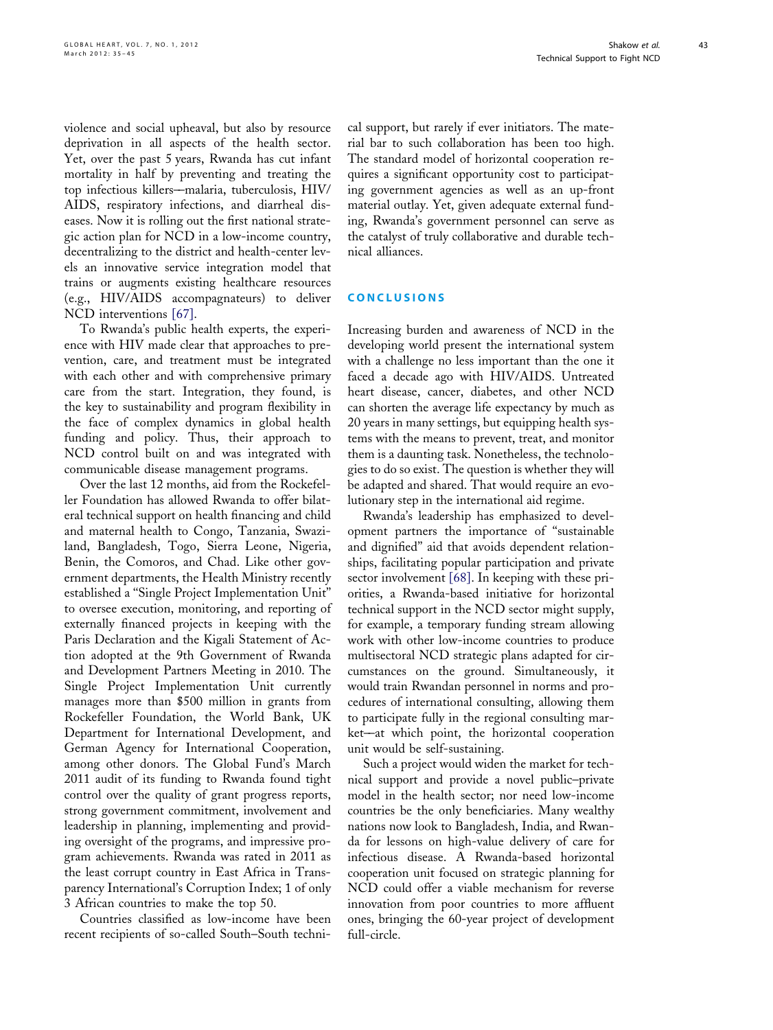violence and social upheaval, but also by resource deprivation in all aspects of the health sector. Yet, over the past 5 years, Rwanda has cut infant mortality in half by preventing and treating the top infectious killers—malaria, tuberculosis, HIV/AIDS, respiratory infections, and diarrheal diseases. Now it is rolling out the first national strategic action plan for NCD in a low-income country, decentralizing to the district and health-center levels an innovative service integration model that trains or augments existing healthcare resources (e.g., HIV/AIDS accompagnateurs) to deliver NCD interventions [67].

To Rwanda's public health experts, the experience with HIV made clear that approaches to prevention, care, and treatment must be integrated with each other and with comprehensive primary care from the start. Integration, they found, is the key to sustainability and program flexibility in the face of complex dynamics in global health funding and policy. Thus, their approach to NCD control built on and was integrated with communicable disease management programs.

Over the last 12 months, aid from the Rockefeller Foundation has allowed Rwanda to offer bilateral technical support on health financing and child and maternal health to Congo, Tanzania, Swaziland, Bangladesh, Togo, Sierra Leone, Nigeria, Benin, the Comoros, and Chad. Like other government departments, the Health Ministry recently established a "Single Project Implementation Unit" to oversee execution, monitoring, and reporting of externally financed projects in keeping with the Paris Declaration and the Kigali Statement of Action adopted at the 9th Government of Rwanda and Development Partners Meeting in 2010. The Single Project Implementation Unit currently manages more than $500 million in grants from Rockefeller Foundation, the World Bank, UK Department for International Development, and German Agency for International Cooperation, among other donors. The Global Fund's March 2011 audit of its funding to Rwanda found tight control over the quality of grant progress reports, strong government commitment, involvement and leadership in planning, implementing and providing oversight of the programs, and impressive program achievements. Rwanda was rated in 2011 as the least corrupt country in East Africa in Transparency International's Corruption Index; 1 of only 3 African countries to make the top 50.

Countries classified as low-income have been recent recipients of so-called South–South technical support, but rarely if ever initiators. The material bar to such collaboration has been too high. The standard model of horizontal cooperation requires a significant opportunity cost to participating government agencies as well as an up-front material outlay. Yet, given adequate external funding, Rwanda's government personnel can serve as the catalyst of truly collaborative and durable technical alliances.

## CONCLUSIONS

Increasing burden and awareness of NCD in the developing world present the international system with a challenge no less important than the one it faced a decade ago with HIV/AIDS. Untreated heart disease, cancer, diabetes, and other NCD can shorten the average life expectancy by much as 20 years in many settings, but equipping health systems with the means to prevent, treat, and monitor them is a daunting task. Nonetheless, the technologies to do so exist. The question is whether they will be adapted and shared. That would require an evolutionary step in the international aid regime.

Rwanda's leadership has emphasized to development partners the importance of "sustainable and dignified" aid that avoids dependent relationships, facilitating popular participation and private sector involvement [68]. In keeping with these priorities, a Rwanda-based initiative for horizontal technical support in the NCD sector might supply, for example, a temporary funding stream allowing work with other low-income countries to produce multisectoral NCD strategic plans adapted for circumstances on the ground. Simultaneously, it would train Rwandan personnel in norms and procedures of international consulting, allowing them to participate fully in the regional consulting market—at which point, the horizontal cooperation unit would be self-sustaining.

Such a project would widen the market for technical support and provide a novel public–private model in the health sector; nor need low-income countries be the only beneficiaries. Many wealthy nations now look to Bangladesh, India, and Rwanda for lessons on high-value delivery of care for infectious disease. A Rwanda-based horizontal cooperation unit focused on strategic planning for NCD could offer a viable mechanism for reverse innovation from poor countries to more affluent ones, bringing the 60-year project of development full-circle.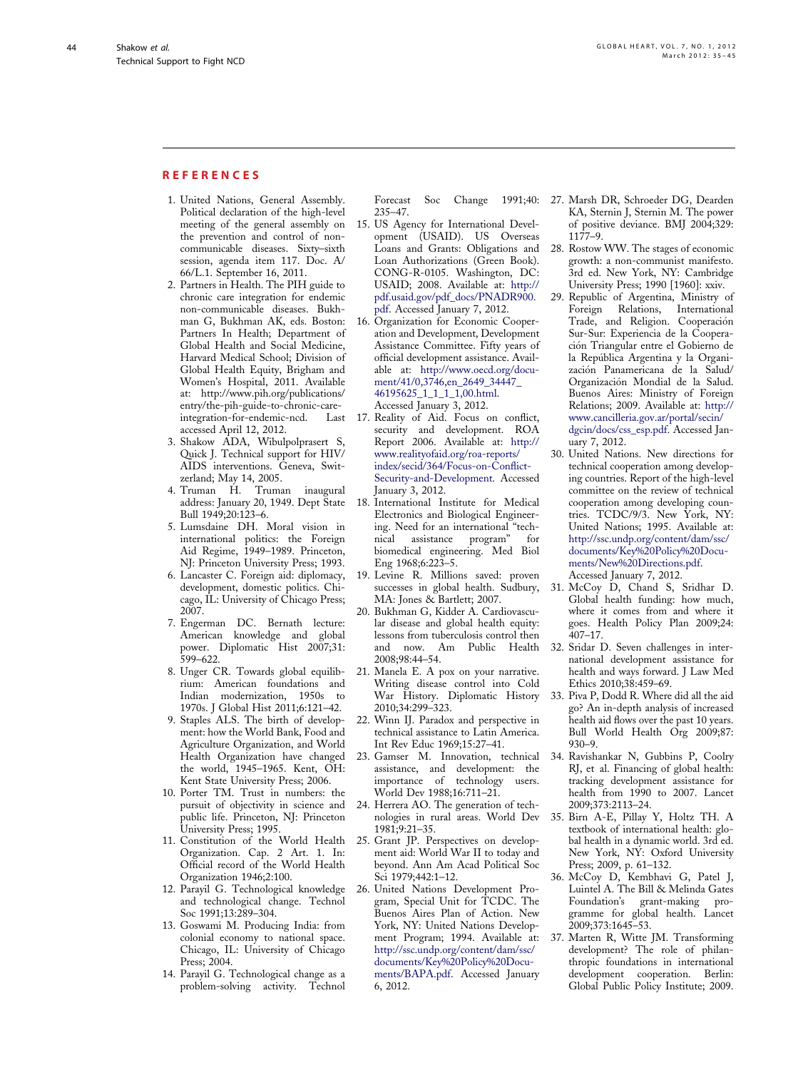## REFERENCES

1. United Nations, General Assembly. Political declaration of the high-level meeting of the general assembly on the prevention and control of non-communicable diseases. Sixty–sixth session, agenda item 117. Doc. A/66/L.1. September 16, 2011.
2. Partners in Health. The PIH guide to chronic care integration for endemic non-communicable diseases. Bukhman G, Bukhman AK, eds. Boston: Partners In Health; Department of Global Health and Social Medicine, Harvard Medical School; Division of Global Health Equity, Brigham and Women's Hospital, 2011. Available at: http://www.pih.org/publications/entry/the-pih-guide-to-chronic-care-integration-for-endemic-ncd. Last accessed April 12, 2012.
3. Shakow ADA, Wibulpolprasert S, Quick J. Technical support for HIV/AIDS interventions. Geneva, Switzerland; May 14, 2005.
4. Truman H. Truman inaugural address: January 20, 1949. Dept State Bull 1949;20:123–6.
5. Lumsdaine DH. Moral vision in international politics: the Foreign Aid Regime, 1949–1989. Princeton, NJ: Princeton University Press; 1993.
6. Lancaster C. Foreign aid: diplomacy, development, domestic politics. Chicago, IL: University of Chicago Press; 2007.
7. Engerman DC. Bernath lecture: American knowledge and global power. Diplomatic Hist 2007;31:599–622.
8. Unger CR. Towards global equilibrium: American foundations and Indian modernization, 1950s to 1970s. J Global Hist 2011;6:121–42.
9. Staples ALS. The birth of development: how the World Bank, Food and Agriculture Organization, and World Health Organization have changed the world, 1945–1965. Kent, OH: Kent State University Press; 2006.
10. Porter TM. Trust in numbers: the pursuit of objectivity in science and public life. Princeton, NJ: Princeton University Press; 1995.
11. Constitution of the World Health Organization. Cap. 2 Art. 1. In: Official record of the World Health Organization 1946;2:100.
12. Parayil G. Technological knowledge and technological change. Technol Soc 1991;13:289–304.
13. Goswami M. Producing India: from colonial economy to national space. Chicago, IL: University of Chicago Press; 2004.
14. Parayil G. Technological change as a problem-solving activity. Technol Forecast Soc Change 1991;40:235–47.
15. US Agency for International Development (USAID). US Overseas Loans and Grants: Obligations and Loan Authorizations (Green Book). CONG-R-0105. Washington, DC: USAID; 2008. Available at: http://pdf.usaid.gov/pdf_docs/PNADR900.pdf. Accessed January 7, 2012.
16. Organization for Economic Cooperation and Development, Development Assistance Committee. Fifty years of official development assistance. Available at: http://www.oecd.org/document/41/0,3746,en_2649_34447_46195625_1_1_1_1,00.html. Accessed January 3, 2012.
17. Reality of Aid. Focus on conflict, security and development. ROA Report 2006. Available at: http://www.realityofaid.org/roa-reports/index/secid/364/Focus-on-Conflict-Security-and-Development. Accessed January 3, 2012.
18. International Institute for Medical Electronics and Biological Engineering. Need for an international "technical assistance program" for biomedical engineering. Med Biol Eng 1968;6:223–5.
19. Levine R. Millions saved: proven successes in global health. Sudbury, MA: Jones & Bartlett; 2007.
20. Bukhman G, Kidder A. Cardiovascular disease and global health equity: lessons from tuberculosis control then and now. Am Public Health 2008;98:44–54.
21. Manela E. A pox on your narrative. Writing disease control into Cold War History. Diplomatic History 2010;34:299–323.
22. Winn IJ. Paradox and perspective in technical assistance to Latin America. Int Rev Educ 1969;15:27–41.
23. Gamser M. Innovation, technical assistance, and development: the importance of technology users. World Dev 1988;16:711–21.
24. Herrera AO. The generation of technologies in rural areas. World Dev 1981;9:21–35.
25. Grant JP. Perspectives on development aid: World War II to today and beyond. Ann Am Acad Political Soc Sci 1979;442:1–12.
26. United Nations Development Program, Special Unit for TCDC. The Buenos Aires Plan of Action. New York, NY: United Nations Development Program; 1994. Available at: http://ssc.undp.org/content/dam/ssc/documents/Key%20Policy%20Documents/BAPA.pdf. Accessed January 6, 2012.
27. Marsh DR, Schroeder DG, Dearden KA, Sternin J, Sternin M. The power of positive deviance. BMJ 2004;329:1177–9.
28. Rostow WW. The stages of economic growth: a non-communist manifesto. 3rd ed. New York, NY: Cambridge University Press; 1990 [1960]: xxiv.
29. Republic of Argentina, Ministry of Foreign Relations, International Trade, and Religion. Cooperación Sur-Sur: Experiencia de la Cooperación Triangular entre el Gobierno de la República Argentina y la Organización Panamericana de la Salud/Organización Mondial de la Salud. Buenos Aires: Ministry of Foreign Relations; 2009. Available at: http://www.cancilleria.gov.ar/portal/secin/dgcin/docs/css_esp.pdf. Accessed January 7, 2012.
30. United Nations. New directions for technical cooperation among developing countries. Report of the high-level committee on the review of technical cooperation among developing countries. TCDC/9/3. New York, NY: United Nations; 1995. Available at: http://ssc.undp.org/content/dam/ssc/documents/Key%20Policy%20Documents/New%20Directions.pdf. Accessed January 7, 2012.
31. McCoy D, Chand S, Sridhar D. Global health funding: how much, where it comes from and where it goes. Health Policy Plan 2009;24:407–17.
32. Sridar D. Seven challenges in international development assistance for health and ways forward. J Law Med Ethics 2010;38:459–69.
33. Piva P, Dodd R. Where did all the aid go? An in-depth analysis of increased health aid flows over the past 10 years. Bull World Health Org 2009;87:930–9.
34. Ravishankar N, Gubbins P, Coolry RJ, et al. Financing of global health: tracking development assistance for health from 1990 to 2007. Lancet 2009;373:2113–24.
35. Birn A-E, Pillay Y, Holtz TH. A textbook of international health: global health in a dynamic world. 3rd ed. New York, NY: Oxford University Press; 2009, p. 61–132.
36. McCoy D, Kembhavi G, Patel J, Luintel A. The Bill & Melinda Gates Foundation's grant-making programme for global health. Lancet 2009;373:1645–53.
37. Marten R, Witte JM. Transforming development? The role of philanthropic foundations in international development cooperation. Berlin: Global Public Policy Institute; 2009.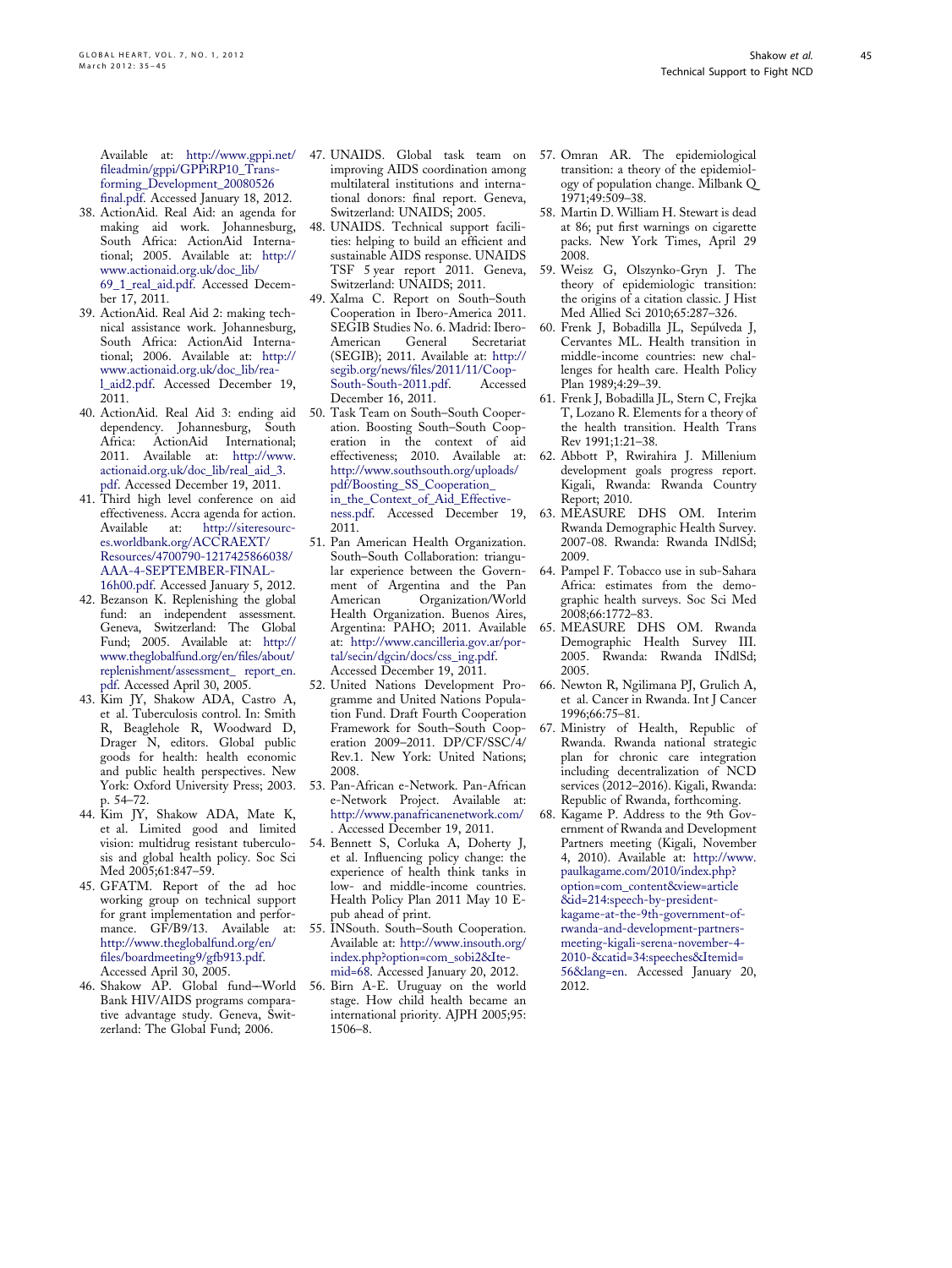Available at: http://www.gppi.net/fileadmin/gppi/GPPiRP10_Transforming_Development_20080526final.pdf. Accessed January 18, 2012.

38. ActionAid. Real Aid: an agenda for making aid work. Johannesburg, South Africa: ActionAid International; 2005. Available at: http://www.actionaid.org.uk/doc_lib/69_1_real_aid.pdf. Accessed December 17, 2011.
39. ActionAid. Real Aid 2: making technical assistance work. Johannesburg, South Africa: ActionAid International; 2006. Available at: http://www.actionaid.org.uk/doc_lib/real_aid2.pdf. Accessed December 19, 2011.
40. ActionAid. Real Aid 3: ending aid dependency. Johannesburg, South Africa: ActionAid International; 2011. Available at: http://www.actionaid.org.uk/doc_lib/real_aid_3.pdf. Accessed December 19, 2011.
41. Third high level conference on aid effectiveness. Accra agenda for action. Available at: http://siteresources.worldbank.org/ACCRAEXT/Resources/4700790-1217425866038/AAA-4-SEPTEMBER-FINAL-16h00.pdf. Accessed January 5, 2012.
42. Bezanson K. Replenishing the global fund: an independent assessment. Geneva, Switzerland: The Global Fund; 2005. Available at: http://www.theglobalfund.org/en/files/about/replenishment/assessment_ report_en.pdf. Accessed April 30, 2005.
43. Kim JY, Shakow ADA, Castro A, et al. Tuberculosis control. In: Smith R, Beaglehole R, Woodward D, Drager N, editors. Global public goods for health: health economic and public health perspectives. New York: Oxford University Press; 2003. p. 54–72.
44. Kim JY, Shakow ADA, Mate K, et al. Limited good and limited vision: multidrug resistant tuberculosis and global health policy. Soc Sci Med 2005;61:847–59.
45. GFATM. Report of the ad hoc working group on technical support for grant implementation and performance. GF/B9/13. Available at: http://www.theglobalfund.org/en/files/boardmeeting9/gfb913.pdf. Accessed April 30, 2005.
46. Shakow AP. Global fund–World Bank HIV/AIDS programs comparative advantage study. Geneva, Switzerland: The Global Fund; 2006.
47. UNAIDS. Global task team on improving AIDS coordination among multilateral institutions and international donors: final report. Geneva, Switzerland: UNAIDS; 2005.
48. UNAIDS. Technical support facilities: helping to build an efficient and sustainable AIDS response. UNAIDS TSF 5 year report 2011. Geneva, Switzerland: UNAIDS; 2011.
49. Xalma C. Report on South–South Cooperation in Ibero-America 2011. SEGIB Studies No. 6. Madrid: Ibero-American General Secretariat (SEGIB); 2011. Available at: http://segib.org/news/files/2011/11/Coop-South-South-2011.pdf. Accessed December 16, 2011.
50. Task Team on South–South Cooperation. Boosting South–South Cooperation in the context of aid effectiveness; 2010. Available at: http://www.southsouth.org/uploads/pdf/Boosting_SS_Cooperation_in_the_Context_of_Aid_Effectiveness.pdf. Accessed December 19, 2011.
51. Pan American Health Organization. South–South Collaboration: triangular experience between the Government of Argentina and the Pan American Organization/World Health Organization. Buenos Aires, Argentina: PAHO; 2011. Available at: http://www.cancilleria.gov.ar/portal/secin/dgcin/docs/css_ing.pdf. Accessed December 19, 2011.
52. United Nations Development Programme and United Nations Population Fund. Draft Fourth Cooperation Framework for South–South Cooperation 2009–2011. DP/CF/SSC/4/Rev.1. New York: United Nations; 2008.
53. Pan-African e-Network. Pan-African e-Network Project. Available at: http://www.panafricanenetwork.com/. Accessed December 19, 2011.
54. Bennett S, Corluka A, Doherty J, et al. Influencing policy change: the experience of health think tanks in low- and middle-income countries. Health Policy Plan 2011 May 10 E-pub ahead of print.
55. INSouth. South–South Cooperation. Available at: http://www.insouth.org/index.php?option=com_sobi2&Itemid=68. Accessed January 20, 2012.
56. Birn A-E. Uruguay on the world stage. How child health became an international priority. AJPH 2005;95:1506–8.
57. Omran AR. The epidemiological transition: a theory of the epidemiology of population change. Milbank Q 1971;49:509–38.
58. Martin D. William H. Stewart is dead at 86; put first warnings on cigarette packs. New York Times, April 29 2008.
59. Weisz G, Olszynko-Gryn J. The theory of epidemiologic transition: the origins of a citation classic. J Hist Med Allied Sci 2010;65:287–326.
60. Frenk J, Bobadilla JL, Sepúlveda J, Cervantes ML. Health transition in middle-income countries: new challenges for health care. Health Policy Plan 1989;4:29–39.
61. Frenk J, Bobadilla JL, Stern C, Frejka T, Lozano R. Elements for a theory of the health transition. Health Trans Rev 1991;1:21–38.
62. Abbott P, Rwirahira J. Millenium development goals progress report. Kigali, Rwanda: Rwanda Country Report; 2010.
63. MEASURE DHS OM. Interim Rwanda Demographic Health Survey. 2007-08. Rwanda: Rwanda INdlSd; 2009.
64. Pampel F. Tobacco use in sub-Sahara Africa: estimates from the demographic health surveys. Soc Sci Med 2008;66:1772–83.
65. MEASURE DHS OM. Rwanda Demographic Health Survey III. 2005. Rwanda: Rwanda INdlSd; 2005.
66. Newton R, Ngilimana PJ, Grulich A, et al. Cancer in Rwanda. Int J Cancer 1996;66:75–81.
67. Ministry of Health, Republic of Rwanda. Rwanda national strategic plan for chronic care integration including decentralization of NCD services (2012–2016). Kigali, Rwanda: Republic of Rwanda, forthcoming.
68. Kagame P. Address to the 9th Government of Rwanda and Development Partners meeting (Kigali, November 4, 2010). Available at: http://www.paulkagame.com/2010/index.php?option=com_content&view=article&id=214:speech-by-president-kagame-at-the-9th-government-of-rwanda-and-development-partners-meeting-kigali-serena-november-4-2010-&catid=34:speeches&Itemid=56&lang=en. Accessed January 20, 2012.